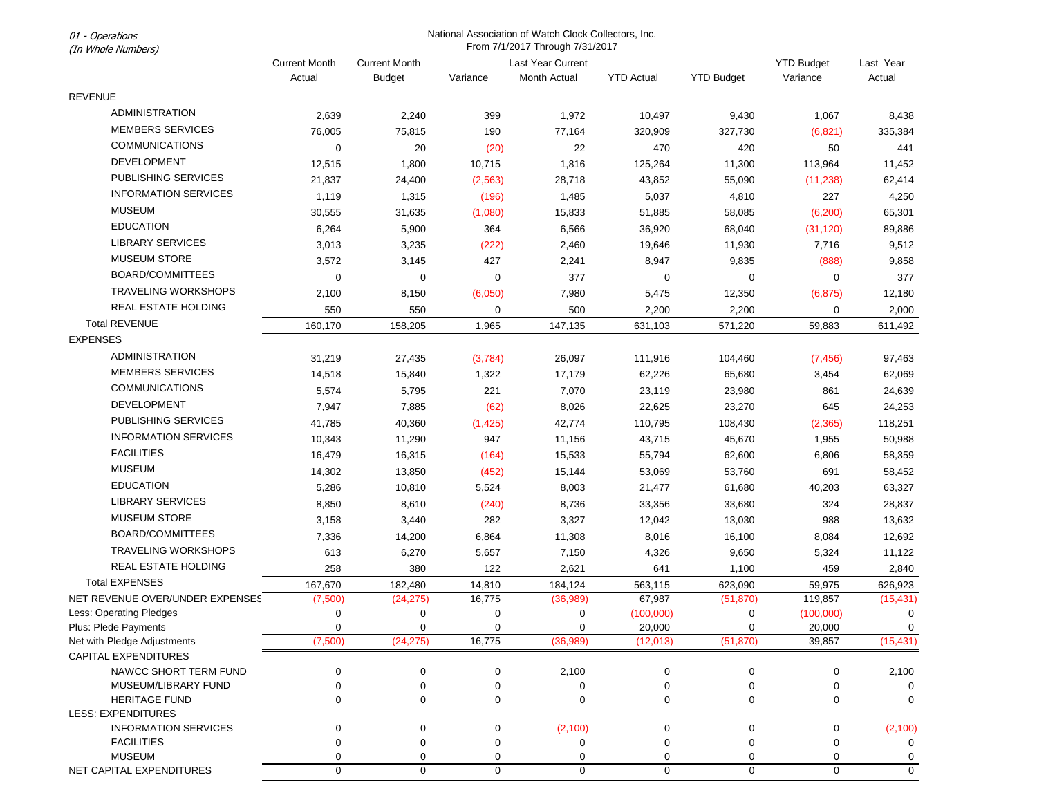01 - Operations
(In Whole Numbers)

National Association of Watch Clock Collectors, Inc.
From 7/1/2017 Through 7/31/2017

| | Current Month Actual | Current Month Budget | Variance | Last Year Current Month Actual | YTD Actual | YTD Budget | YTD Budget Variance | Last Year Actual |
|---|---|---|---|---|---|---|---|---|
| REVENUE | | | | | | | | |
| ADMINISTRATION | 2,639 | 2,240 | 399 | 1,972 | 10,497 | 9,430 | 1,067 | 8,438 |
| MEMBERS SERVICES | 76,005 | 75,815 | 190 | 77,164 | 320,909 | 327,730 | (6,821) | 335,384 |
| COMMUNICATIONS | 0 | 20 | (20) | 22 | 470 | 420 | 50 | 441 |
| DEVELOPMENT | 12,515 | 1,800 | 10,715 | 1,816 | 125,264 | 11,300 | 113,964 | 11,452 |
| PUBLISHING SERVICES | 21,837 | 24,400 | (2,563) | 28,718 | 43,852 | 55,090 | (11,238) | 62,414 |
| INFORMATION SERVICES | 1,119 | 1,315 | (196) | 1,485 | 5,037 | 4,810 | 227 | 4,250 |
| MUSEUM | 30,555 | 31,635 | (1,080) | 15,833 | 51,885 | 58,085 | (6,200) | 65,301 |
| EDUCATION | 6,264 | 5,900 | 364 | 6,566 | 36,920 | 68,040 | (31,120) | 89,886 |
| LIBRARY SERVICES | 3,013 | 3,235 | (222) | 2,460 | 19,646 | 11,930 | 7,716 | 9,512 |
| MUSEUM STORE | 3,572 | 3,145 | 427 | 2,241 | 8,947 | 9,835 | (888) | 9,858 |
| BOARD/COMMITTEES | 0 | 0 | 0 | 377 | 0 | 0 | 0 | 377 |
| TRAVELING WORKSHOPS | 2,100 | 8,150 | (6,050) | 7,980 | 5,475 | 12,350 | (6,875) | 12,180 |
| REAL ESTATE HOLDING | 550 | 550 | 0 | 500 | 2,200 | 2,200 | 0 | 2,000 |
| Total REVENUE | 160,170 | 158,205 | 1,965 | 147,135 | 631,103 | 571,220 | 59,883 | 611,492 |
| EXPENSES | | | | | | | | |
| ADMINISTRATION | 31,219 | 27,435 | (3,784) | 26,097 | 111,916 | 104,460 | (7,456) | 97,463 |
| MEMBERS SERVICES | 14,518 | 15,840 | 1,322 | 17,179 | 62,226 | 65,680 | 3,454 | 62,069 |
| COMMUNICATIONS | 5,574 | 5,795 | 221 | 7,070 | 23,119 | 23,980 | 861 | 24,639 |
| DEVELOPMENT | 7,947 | 7,885 | (62) | 8,026 | 22,625 | 23,270 | 645 | 24,253 |
| PUBLISHING SERVICES | 41,785 | 40,360 | (1,425) | 42,774 | 110,795 | 108,430 | (2,365) | 118,251 |
| INFORMATION SERVICES | 10,343 | 11,290 | 947 | 11,156 | 43,715 | 45,670 | 1,955 | 50,988 |
| FACILITIES | 16,479 | 16,315 | (164) | 15,533 | 55,794 | 62,600 | 6,806 | 58,359 |
| MUSEUM | 14,302 | 13,850 | (452) | 15,144 | 53,069 | 53,760 | 691 | 58,452 |
| EDUCATION | 5,286 | 10,810 | 5,524 | 8,003 | 21,477 | 61,680 | 40,203 | 63,327 |
| LIBRARY SERVICES | 8,850 | 8,610 | (240) | 8,736 | 33,356 | 33,680 | 324 | 28,837 |
| MUSEUM STORE | 3,158 | 3,440 | 282 | 3,327 | 12,042 | 13,030 | 988 | 13,632 |
| BOARD/COMMITTEES | 7,336 | 14,200 | 6,864 | 11,308 | 8,016 | 16,100 | 8,084 | 12,692 |
| TRAVELING WORKSHOPS | 613 | 6,270 | 5,657 | 7,150 | 4,326 | 9,650 | 5,324 | 11,122 |
| REAL ESTATE HOLDING | 258 | 380 | 122 | 2,621 | 641 | 1,100 | 459 | 2,840 |
| Total EXPENSES | 167,670 | 182,480 | 14,810 | 184,124 | 563,115 | 623,090 | 59,975 | 626,923 |
| NET REVENUE OVER/UNDER EXPENSES | (7,500) | (24,275) | 16,775 | (36,989) | 67,987 | (51,870) | 119,857 | (15,431) |
| Less: Operating Pledges | 0 | 0 | 0 | 0 | (100,000) | 0 | (100,000) | 0 |
| Plus: Plede Payments | 0 | 0 | 0 | 0 | 20,000 | 0 | 20,000 | 0 |
| Net with Pledge Adjustments | (7,500) | (24,275) | 16,775 | (36,989) | (12,013) | (51,870) | 39,857 | (15,431) |
| CAPITAL EXPENDITURES | | | | | | | | |
| NAWCC SHORT TERM FUND | 0 | 0 | 0 | 2,100 | 0 | 0 | 0 | 2,100 |
| MUSEUM/LIBRARY FUND | 0 | 0 | 0 | 0 | 0 | 0 | 0 | 0 |
| HERITAGE FUND | 0 | 0 | 0 | 0 | 0 | 0 | 0 | 0 |
| LESS: EXPENDITURES | | | | | | | | |
| INFORMATION SERVICES | 0 | 0 | 0 | (2,100) | 0 | 0 | 0 | (2,100) |
| FACILITIES | 0 | 0 | 0 | 0 | 0 | 0 | 0 | 0 |
| MUSEUM | 0 | 0 | 0 | 0 | 0 | 0 | 0 | 0 |
| NET CAPITAL EXPENDITURES | 0 | 0 | 0 | 0 | 0 | 0 | 0 | 0 |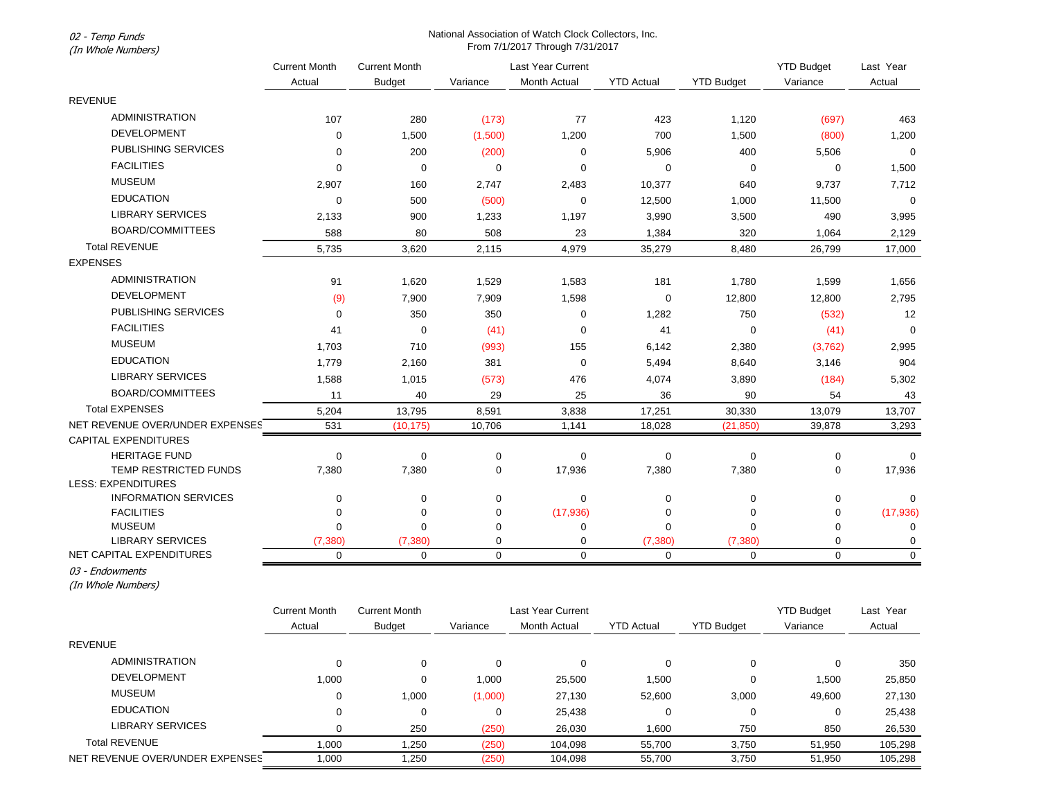*02 - Temp Funds*
*(In Whole Numbers)*

National Association of Watch Clock Collectors, Inc.
From 7/1/2017 Through 7/31/2017

| | Current Month Actual | Current Month Budget | Variance | Last Year Current Month Actual | YTD Actual | YTD Budget | YTD Budget Variance | Last Year Actual |
|---|---|---|---|---|---|---|---|---|
| REVENUE | | | | | | | | |
| ADMINISTRATION | 107 | 280 | (173) | 77 | 423 | 1,120 | (697) | 463 |
| DEVELOPMENT | 0 | 1,500 | (1,500) | 1,200 | 700 | 1,500 | (800) | 1,200 |
| PUBLISHING SERVICES | 0 | 200 | (200) | 0 | 5,906 | 400 | 5,506 | 0 |
| FACILITIES | 0 | 0 | 0 | 0 | 0 | 0 | 0 | 1,500 |
| MUSEUM | 2,907 | 160 | 2,747 | 2,483 | 10,377 | 640 | 9,737 | 7,712 |
| EDUCATION | 0 | 500 | (500) | 0 | 12,500 | 1,000 | 11,500 | 0 |
| LIBRARY SERVICES | 2,133 | 900 | 1,233 | 1,197 | 3,990 | 3,500 | 490 | 3,995 |
| BOARD/COMMITTEES | 588 | 80 | 508 | 23 | 1,384 | 320 | 1,064 | 2,129 |
| Total REVENUE | 5,735 | 3,620 | 2,115 | 4,979 | 35,279 | 8,480 | 26,799 | 17,000 |
| EXPENSES | | | | | | | | |
| ADMINISTRATION | 91 | 1,620 | 1,529 | 1,583 | 181 | 1,780 | 1,599 | 1,656 |
| DEVELOPMENT | (9) | 7,900 | 7,909 | 1,598 | 0 | 12,800 | 12,800 | 2,795 |
| PUBLISHING SERVICES | 0 | 350 | 350 | 0 | 1,282 | 750 | (532) | 12 |
| FACILITIES | 41 | 0 | (41) | 0 | 41 | 0 | (41) | 0 |
| MUSEUM | 1,703 | 710 | (993) | 155 | 6,142 | 2,380 | (3,762) | 2,995 |
| EDUCATION | 1,779 | 2,160 | 381 | 0 | 5,494 | 8,640 | 3,146 | 904 |
| LIBRARY SERVICES | 1,588 | 1,015 | (573) | 476 | 4,074 | 3,890 | (184) | 5,302 |
| BOARD/COMMITTEES | 11 | 40 | 29 | 25 | 36 | 90 | 54 | 43 |
| Total EXPENSES | 5,204 | 13,795 | 8,591 | 3,838 | 17,251 | 30,330 | 13,079 | 13,707 |
| NET REVENUE OVER/UNDER EXPENSES | 531 | (10,175) | 10,706 | 1,141 | 18,028 | (21,850) | 39,878 | 3,293 |
| CAPITAL EXPENDITURES | | | | | | | | |
| HERITAGE FUND | 0 | 0 | 0 | 0 | 0 | 0 | 0 | 0 |
| TEMP RESTRICTED FUNDS | 7,380 | 7,380 | 0 | 17,936 | 7,380 | 7,380 | 0 | 17,936 |
| LESS: EXPENDITURES | | | | | | | | |
| INFORMATION SERVICES | 0 | 0 | 0 | 0 | 0 | 0 | 0 | 0 |
| FACILITIES | 0 | 0 | 0 | (17,936) | 0 | 0 | 0 | (17,936) |
| MUSEUM | 0 | 0 | 0 | 0 | 0 | 0 | 0 | 0 |
| LIBRARY SERVICES | (7,380) | (7,380) | 0 | 0 | (7,380) | (7,380) | 0 | 0 |
| NET CAPITAL EXPENDITURES | 0 | 0 | 0 | 0 | 0 | 0 | 0 | 0 |

*03 - Endowments*
*(In Whole Numbers)*

| | Current Month Actual | Current Month Budget | Variance | Last Year Current Month Actual | YTD Actual | YTD Budget | YTD Budget Variance | Last Year Actual |
|---|---|---|---|---|---|---|---|---|
| REVENUE | | | | | | | | |
| ADMINISTRATION | 0 | 0 | 0 | 0 | 0 | 0 | 0 | 350 |
| DEVELOPMENT | 1,000 | 0 | 1,000 | 25,500 | 1,500 | 0 | 1,500 | 25,850 |
| MUSEUM | 0 | 1,000 | (1,000) | 27,130 | 52,600 | 3,000 | 49,600 | 27,130 |
| EDUCATION | 0 | 0 | 0 | 25,438 | 0 | 0 | 0 | 25,438 |
| LIBRARY SERVICES | 0 | 250 | (250) | 26,030 | 1,600 | 750 | 850 | 26,530 |
| Total REVENUE | 1,000 | 1,250 | (250) | 104,098 | 55,700 | 3,750 | 51,950 | 105,298 |
| NET REVENUE OVER/UNDER EXPENSES | 1,000 | 1,250 | (250) | 104,098 | 55,700 | 3,750 | 51,950 | 105,298 |